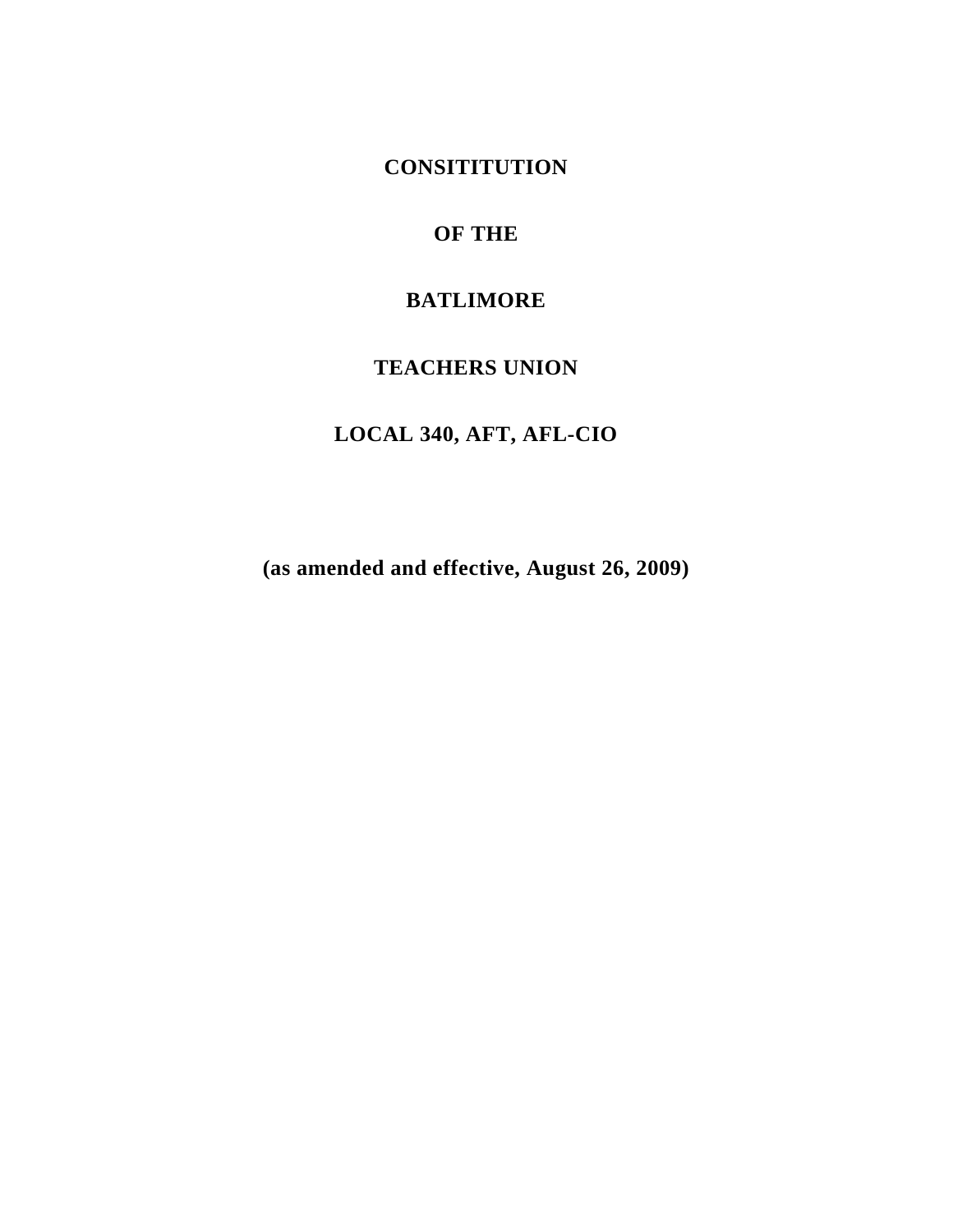# CONSITITUTION

# OF THE

# BATLIMORE

# TEACHERS UNION

# LOCAL 340, AFT, AFL-CIO

**(as amended and effective, August 26, 2009)**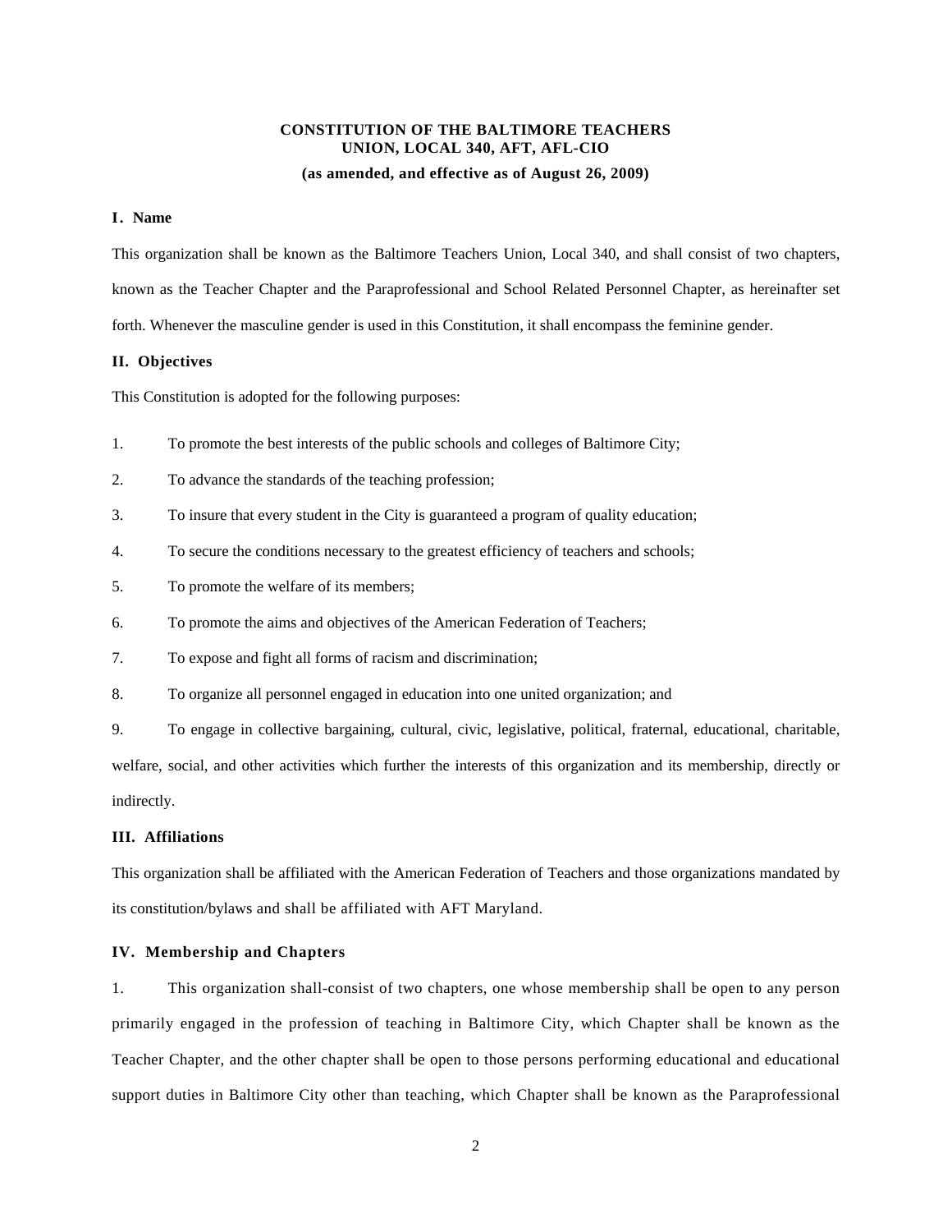# CONSTITUTION OF THE BALTIMORE TEACHERS UNION, LOCAL 340, AFT, AFL-CIO

**(as amended, and effective as of August 26, 2009)**

## I. Name

This organization shall be known as the Baltimore Teachers Union, Local 340, and shall consist of two chapters, known as the Teacher Chapter and the Paraprofessional and School Related Personnel Chapter, as hereinafter set forth. Whenever the masculine gender is used in this Constitution, it shall encompass the feminine gender.

## II. Objectives

This Constitution is adopted for the following purposes:

1. To promote the best interests of the public schools and colleges of Baltimore City;
2. To advance the standards of the teaching profession;
3. To insure that every student in the City is guaranteed a program of quality education;
4. To secure the conditions necessary to the greatest efficiency of teachers and schools;
5. To promote the welfare of its members;
6. To promote the aims and objectives of the American Federation of Teachers;
7. To expose and fight all forms of racism and discrimination;
8. To organize all personnel engaged in education into one united organization; and
9. To engage in collective bargaining, cultural, civic, legislative, political, fraternal, educational, charitable, welfare, social, and other activities which further the interests of this organization and its membership, directly or indirectly.

## III. Affiliations

This organization shall be affiliated with the American Federation of Teachers and those organizations mandated by its constitution/bylaws and shall be affiliated with AFT Maryland.

## IV. Membership and Chapters

1. This organization shall-consist of two chapters, one whose membership shall be open to any person primarily engaged in the profession of teaching in Baltimore City, which Chapter shall be known as the Teacher Chapter, and the other chapter shall be open to those persons performing educational and educational support duties in Baltimore City other than teaching, which Chapter shall be known as the Paraprofessional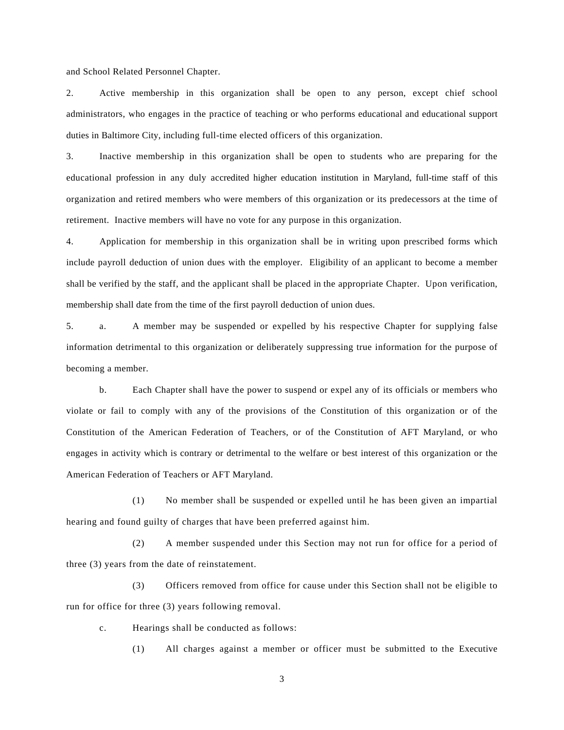and School Related Personnel Chapter.

2. Active membership in this organization shall be open to any person, except chief school administrators, who engages in the practice of teaching or who performs educational and educational support duties in Baltimore City, including full-time elected officers of this organization.

3. Inactive membership in this organization shall be open to students who are preparing for the educational profession in any duly accredited higher education institution in Maryland, full-time staff of this organization and retired members who were members of this organization or its predecessors at the time of retirement. Inactive members will have no vote for any purpose in this organization.

4. Application for membership in this organization shall be in writing upon prescribed forms which include payroll deduction of union dues with the employer. Eligibility of an applicant to become a member shall be verified by the staff, and the applicant shall be placed in the appropriate Chapter. Upon verification, membership shall date from the time of the first payroll deduction of union dues.

5. a. A member may be suspended or expelled by his respective Chapter for supplying false information detrimental to this organization or deliberately suppressing true information for the purpose of becoming a member.

b. Each Chapter shall have the power to suspend or expel any of its officials or members who violate or fail to comply with any of the provisions of the Constitution of this organization or of the Constitution of the American Federation of Teachers, or of the Constitution of AFT Maryland, or who engages in activity which is contrary or detrimental to the welfare or best interest of this organization or the American Federation of Teachers or AFT Maryland.

(1) No member shall be suspended or expelled until he has been given an impartial hearing and found guilty of charges that have been preferred against him.

(2) A member suspended under this Section may not run for office for a period of three (3) years from the date of reinstatement.

(3) Officers removed from office for cause under this Section shall not be eligible to run for office for three (3) years following removal.

c. Hearings shall be conducted as follows:

(1) All charges against a member or officer must be submitted to the Executive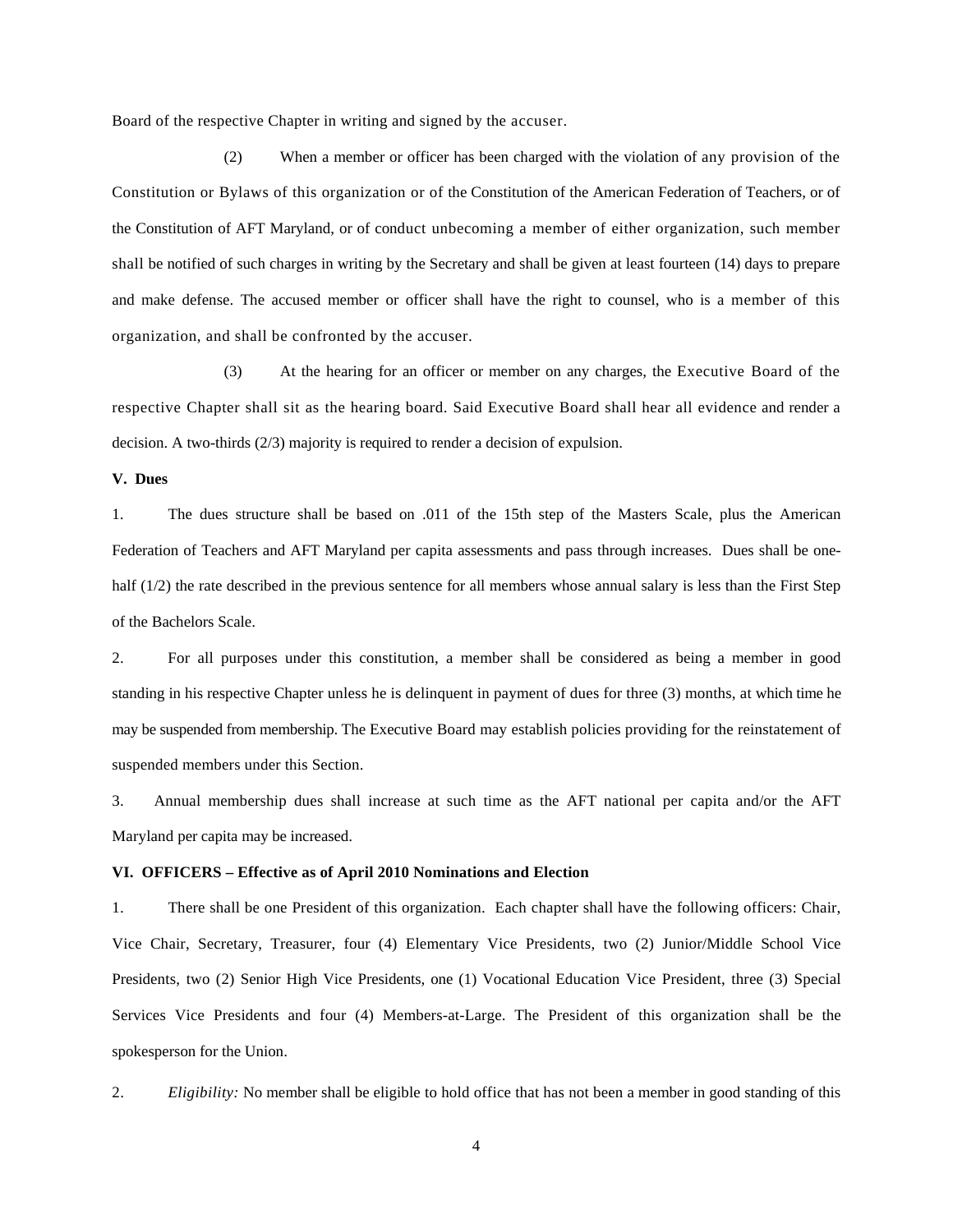Board of the respective Chapter in writing and signed by the accuser.

(2) When a member or officer has been charged with the violation of any provision of the Constitution or Bylaws of this organization or of the Constitution of the American Federation of Teachers, or of the Constitution of AFT Maryland, or of conduct unbecoming a member of either organization, such member shall be notified of such charges in writing by the Secretary and shall be given at least fourteen (14) days to prepare and make defense. The accused member or officer shall have the right to counsel, who is a member of this organization, and shall be confronted by the accuser.

(3) At the hearing for an officer or member on any charges, the Executive Board of the respective Chapter shall sit as the hearing board. Said Executive Board shall hear all evidence and render a decision. A two-thirds (2/3) majority is required to render a decision of expulsion.

**V. Dues**

1. The dues structure shall be based on .011 of the 15th step of the Masters Scale, plus the American Federation of Teachers and AFT Maryland per capita assessments and pass through increases. Dues shall be one-half (1/2) the rate described in the previous sentence for all members whose annual salary is less than the First Step of the Bachelors Scale.

2. For all purposes under this constitution, a member shall be considered as being a member in good standing in his respective Chapter unless he is delinquent in payment of dues for three (3) months, at which time he may be suspended from membership. The Executive Board may establish policies providing for the reinstatement of suspended members under this Section.

3. Annual membership dues shall increase at such time as the AFT national per capita and/or the AFT Maryland per capita may be increased.

**VI. OFFICERS – Effective as of April 2010 Nominations and Election**

1. There shall be one President of this organization. Each chapter shall have the following officers: Chair, Vice Chair, Secretary, Treasurer, four (4) Elementary Vice Presidents, two (2) Junior/Middle School Vice Presidents, two (2) Senior High Vice Presidents, one (1) Vocational Education Vice President, three (3) Special Services Vice Presidents and four (4) Members-at-Large. The President of this organization shall be the spokesperson for the Union.

2. *Eligibility:* No member shall be eligible to hold office that has not been a member in good standing of this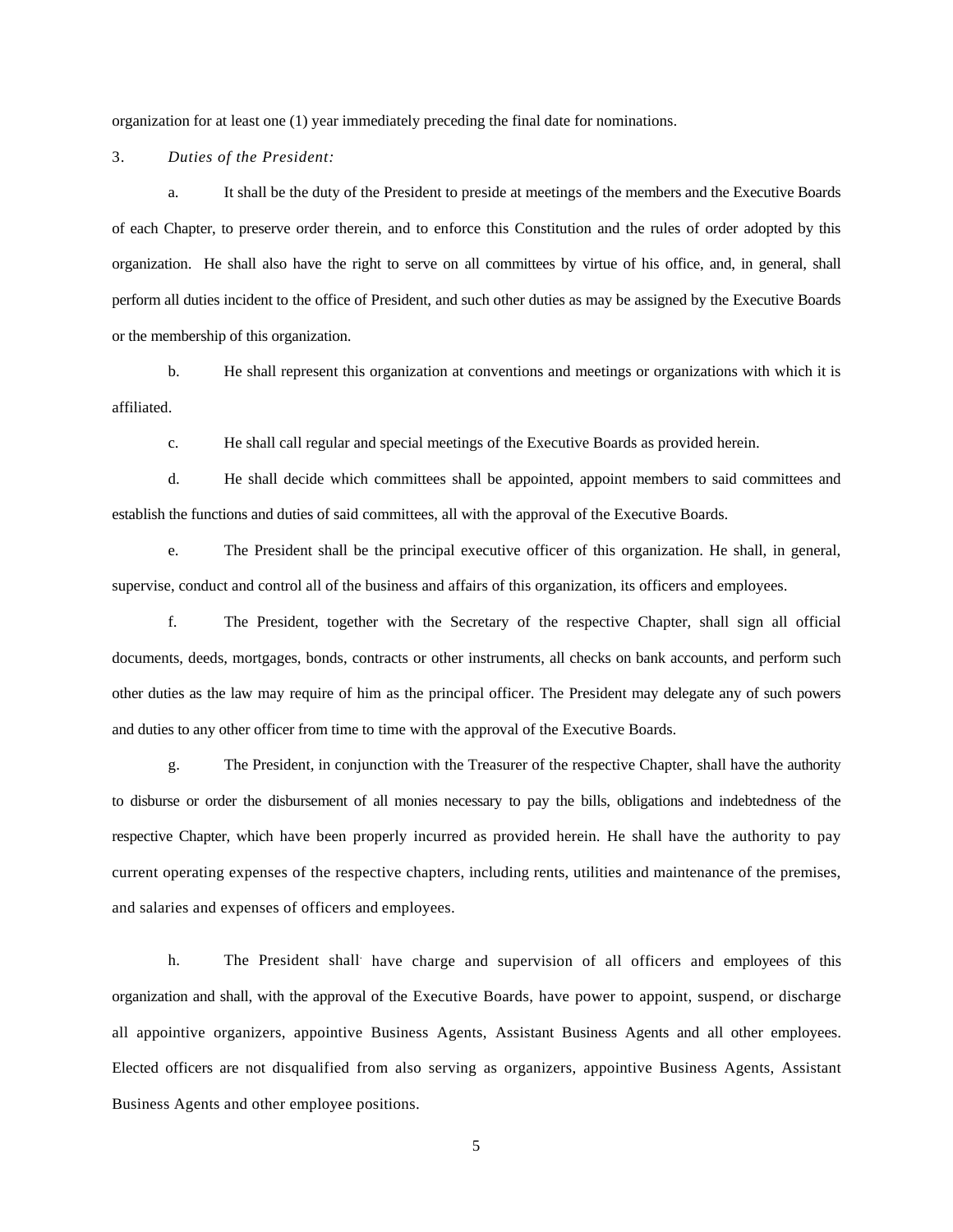organization for at least one (1) year immediately preceding the final date for nominations.

3. *Duties of the President:*

a. It shall be the duty of the President to preside at meetings of the members and the Executive Boards of each Chapter, to preserve order therein, and to enforce this Constitution and the rules of order adopted by this organization. He shall also have the right to serve on all committees by virtue of his office, and, in general, shall perform all duties incident to the office of President, and such other duties as may be assigned by the Executive Boards or the membership of this organization.

b. He shall represent this organization at conventions and meetings or organizations with which it is affiliated.

c. He shall call regular and special meetings of the Executive Boards as provided herein.

d. He shall decide which committees shall be appointed, appoint members to said committees and establish the functions and duties of said committees, all with the approval of the Executive Boards.

e. The President shall be the principal executive officer of this organization. He shall, in general, supervise, conduct and control all of the business and affairs of this organization, its officers and employees.

f. The President, together with the Secretary of the respective Chapter, shall sign all official documents, deeds, mortgages, bonds, contracts or other instruments, all checks on bank accounts, and perform such other duties as the law may require of him as the principal officer. The President may delegate any of such powers and duties to any other officer from time to time with the approval of the Executive Boards.

g. The President, in conjunction with the Treasurer of the respective Chapter, shall have the authority to disburse or order the disbursement of all monies necessary to pay the bills, obligations and indebtedness of the respective Chapter, which have been properly incurred as provided herein. He shall have the authority to pay current operating expenses of the respective chapters, including rents, utilities and maintenance of the premises, and salaries and expenses of officers and employees.

h. The President shall have charge and supervision of all officers and employees of this organization and shall, with the approval of the Executive Boards, have power to appoint, suspend, or discharge all appointive organizers, appointive Business Agents, Assistant Business Agents and all other employees. Elected officers are not disqualified from also serving as organizers, appointive Business Agents, Assistant Business Agents and other employee positions.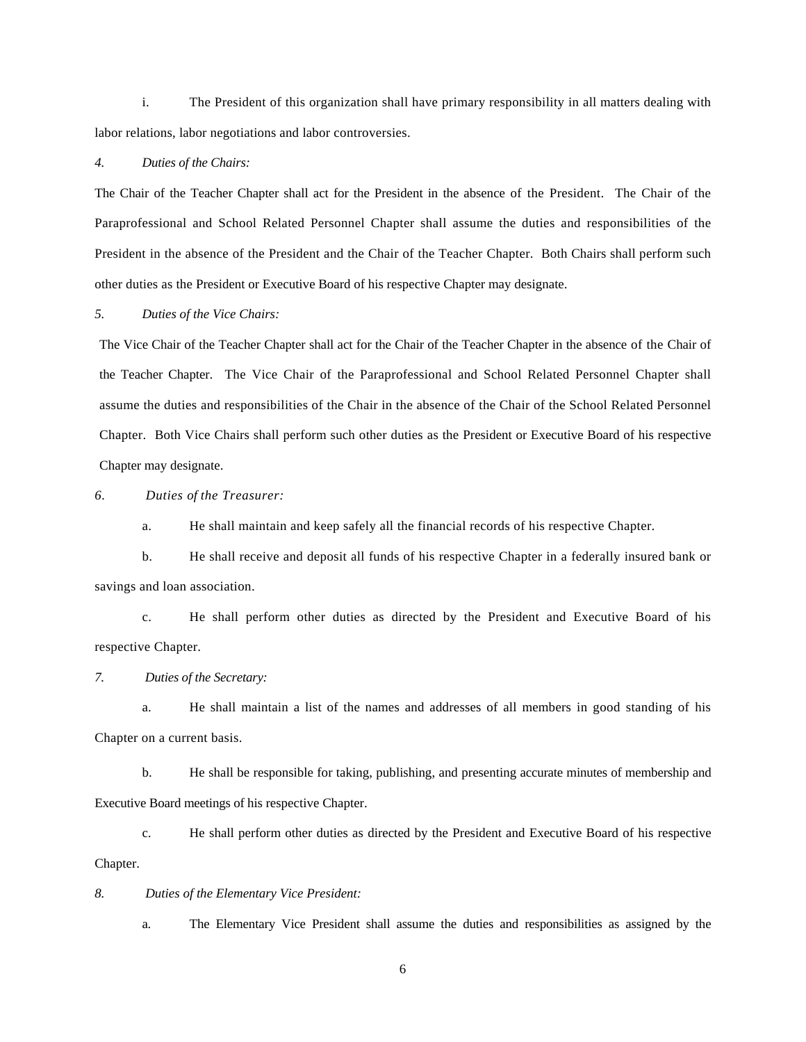i. The President of this organization shall have primary responsibility in all matters dealing with labor relations, labor negotiations and labor controversies.

*4. Duties of the Chairs:*

The Chair of the Teacher Chapter shall act for the President in the absence of the President. The Chair of the Paraprofessional and School Related Personnel Chapter shall assume the duties and responsibilities of the President in the absence of the President and the Chair of the Teacher Chapter. Both Chairs shall perform such other duties as the President or Executive Board of his respective Chapter may designate.

*5. Duties of the Vice Chairs:*

The Vice Chair of the Teacher Chapter shall act for the Chair of the Teacher Chapter in the absence of the Chair of the Teacher Chapter. The Vice Chair of the Paraprofessional and School Related Personnel Chapter shall assume the duties and responsibilities of the Chair in the absence of the Chair of the School Related Personnel Chapter. Both Vice Chairs shall perform such other duties as the President or Executive Board of his respective Chapter may designate.

*6. Duties of the Treasurer:*

a. He shall maintain and keep safely all the financial records of his respective Chapter.

b. He shall receive and deposit all funds of his respective Chapter in a federally insured bank or savings and loan association.

c. He shall perform other duties as directed by the President and Executive Board of his respective Chapter.

*7. Duties of the Secretary:*

a. He shall maintain a list of the names and addresses of all members in good standing of his Chapter on a current basis.

b. He shall be responsible for taking, publishing, and presenting accurate minutes of membership and Executive Board meetings of his respective Chapter.

c. He shall perform other duties as directed by the President and Executive Board of his respective Chapter.

*8. Duties of the Elementary Vice President:*

a. The Elementary Vice President shall assume the duties and responsibilities as assigned by the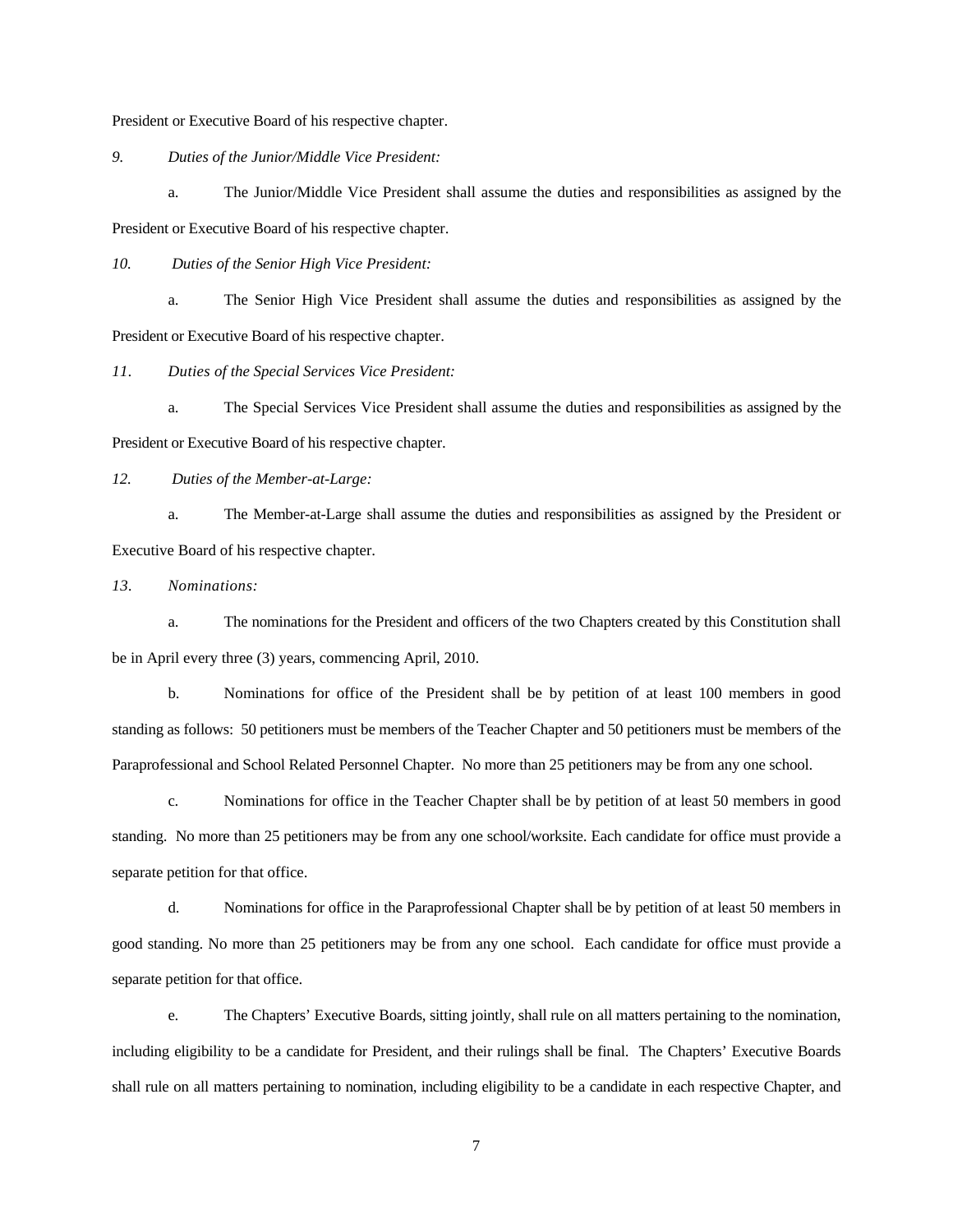President or Executive Board of his respective chapter.

*9. Duties of the Junior/Middle Vice President:*

a. The Junior/Middle Vice President shall assume the duties and responsibilities as assigned by the President or Executive Board of his respective chapter.

*10. Duties of the Senior High Vice President:*

a. The Senior High Vice President shall assume the duties and responsibilities as assigned by the President or Executive Board of his respective chapter.

*11. Duties of the Special Services Vice President:*

a. The Special Services Vice President shall assume the duties and responsibilities as assigned by the President or Executive Board of his respective chapter.

*12. Duties of the Member-at-Large:*

a. The Member-at-Large shall assume the duties and responsibilities as assigned by the President or Executive Board of his respective chapter.

*13. Nominations:*

a. The nominations for the President and officers of the two Chapters created by this Constitution shall be in April every three (3) years, commencing April, 2010.

b. Nominations for office of the President shall be by petition of at least 100 members in good standing as follows: 50 petitioners must be members of the Teacher Chapter and 50 petitioners must be members of the Paraprofessional and School Related Personnel Chapter. No more than 25 petitioners may be from any one school.

c. Nominations for office in the Teacher Chapter shall be by petition of at least 50 members in good standing. No more than 25 petitioners may be from any one school/worksite. Each candidate for office must provide a separate petition for that office.

d. Nominations for office in the Paraprofessional Chapter shall be by petition of at least 50 members in good standing. No more than 25 petitioners may be from any one school. Each candidate for office must provide a separate petition for that office.

e. The Chapters' Executive Boards, sitting jointly, shall rule on all matters pertaining to the nomination, including eligibility to be a candidate for President, and their rulings shall be final. The Chapters' Executive Boards shall rule on all matters pertaining to nomination, including eligibility to be a candidate in each respective Chapter, and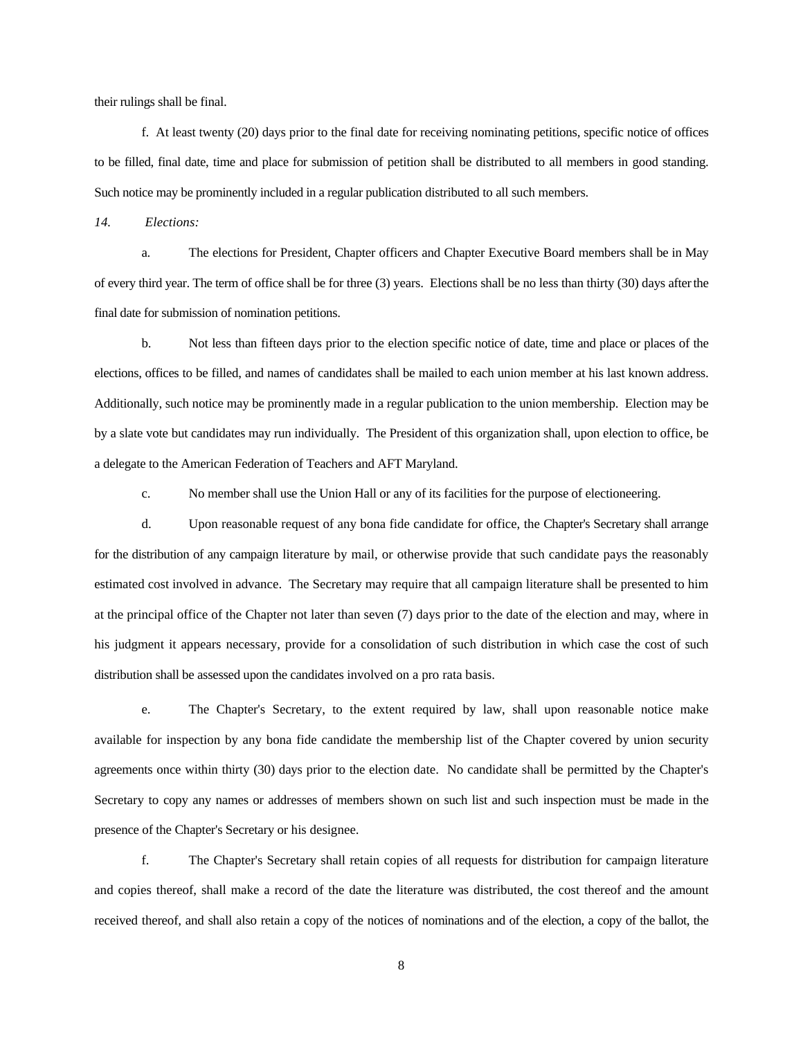their rulings shall be final.

f. At least twenty (20) days prior to the final date for receiving nominating petitions, specific notice of offices to be filled, final date, time and place for submission of petition shall be distributed to all members in good standing. Such notice may be prominently included in a regular publication distributed to all such members.

*14. Elections:*

a. The elections for President, Chapter officers and Chapter Executive Board members shall be in May of every third year. The term of office shall be for three (3) years. Elections shall be no less than thirty (30) days after the final date for submission of nomination petitions.

b. Not less than fifteen days prior to the election specific notice of date, time and place or places of the elections, offices to be filled, and names of candidates shall be mailed to each union member at his last known address. Additionally, such notice may be prominently made in a regular publication to the union membership. Election may be by a slate vote but candidates may run individually. The President of this organization shall, upon election to office, be a delegate to the American Federation of Teachers and AFT Maryland.

c. No member shall use the Union Hall or any of its facilities for the purpose of electioneering.

d. Upon reasonable request of any bona fide candidate for office, the Chapter's Secretary shall arrange for the distribution of any campaign literature by mail, or otherwise provide that such candidate pays the reasonably estimated cost involved in advance. The Secretary may require that all campaign literature shall be presented to him at the principal office of the Chapter not later than seven (7) days prior to the date of the election and may, where in his judgment it appears necessary, provide for a consolidation of such distribution in which case the cost of such distribution shall be assessed upon the candidates involved on a pro rata basis.

e. The Chapter's Secretary, to the extent required by law, shall upon reasonable notice make available for inspection by any bona fide candidate the membership list of the Chapter covered by union security agreements once within thirty (30) days prior to the election date. No candidate shall be permitted by the Chapter's Secretary to copy any names or addresses of members shown on such list and such inspection must be made in the presence of the Chapter's Secretary or his designee.

f. The Chapter's Secretary shall retain copies of all requests for distribution for campaign literature and copies thereof, shall make a record of the date the literature was distributed, the cost thereof and the amount received thereof, and shall also retain a copy of the notices of nominations and of the election, a copy of the ballot, the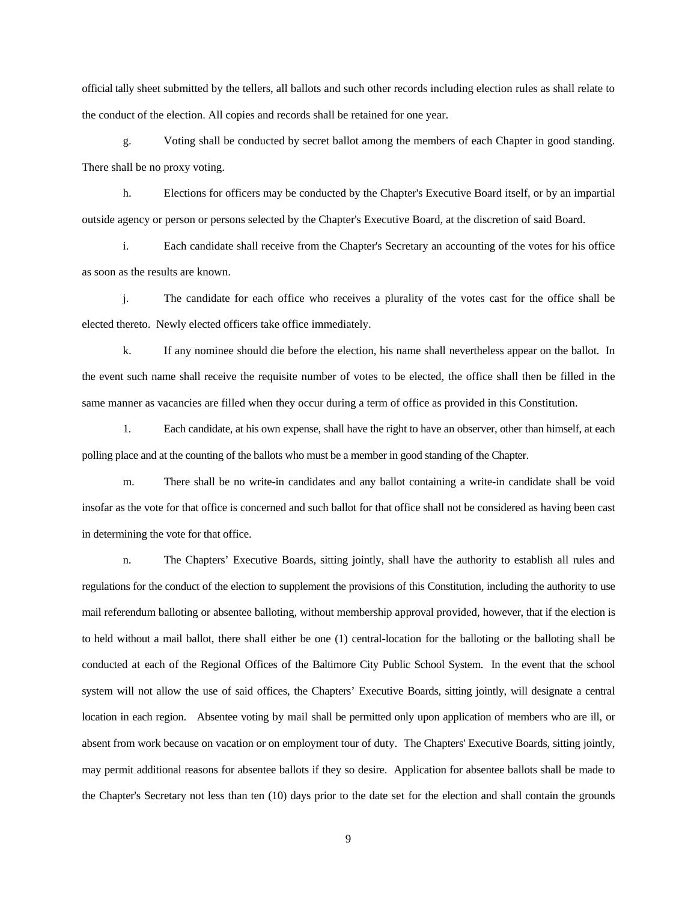official tally sheet submitted by the tellers, all ballots and such other records including election rules as shall relate to the conduct of the election. All copies and records shall be retained for one year.

g. Voting shall be conducted by secret ballot among the members of each Chapter in good standing. There shall be no proxy voting.

h. Elections for officers may be conducted by the Chapter's Executive Board itself, or by an impartial outside agency or person or persons selected by the Chapter's Executive Board, at the discretion of said Board.

i. Each candidate shall receive from the Chapter's Secretary an accounting of the votes for his office as soon as the results are known.

j. The candidate for each office who receives a plurality of the votes cast for the office shall be elected thereto. Newly elected officers take office immediately.

k. If any nominee should die before the election, his name shall nevertheless appear on the ballot. In the event such name shall receive the requisite number of votes to be elected, the office shall then be filled in the same manner as vacancies are filled when they occur during a term of office as provided in this Constitution.

1. Each candidate, at his own expense, shall have the right to have an observer, other than himself, at each polling place and at the counting of the ballots who must be a member in good standing of the Chapter.

m. There shall be no write-in candidates and any ballot containing a write-in candidate shall be void insofar as the vote for that office is concerned and such ballot for that office shall not be considered as having been cast in determining the vote for that office.

n. The Chapters' Executive Boards, sitting jointly, shall have the authority to establish all rules and regulations for the conduct of the election to supplement the provisions of this Constitution, including the authority to use mail referendum balloting or absentee balloting, without membership approval provided, however, that if the election is to held without a mail ballot, there shall either be one (1) central-location for the balloting or the balloting shall be conducted at each of the Regional Offices of the Baltimore City Public School System. In the event that the school system will not allow the use of said offices, the Chapters' Executive Boards, sitting jointly, will designate a central location in each region. Absentee voting by mail shall be permitted only upon application of members who are ill, or absent from work because on vacation or on employment tour of duty. The Chapters' Executive Boards, sitting jointly, may permit additional reasons for absentee ballots if they so desire. Application for absentee ballots shall be made to the Chapter's Secretary not less than ten (10) days prior to the date set for the election and shall contain the grounds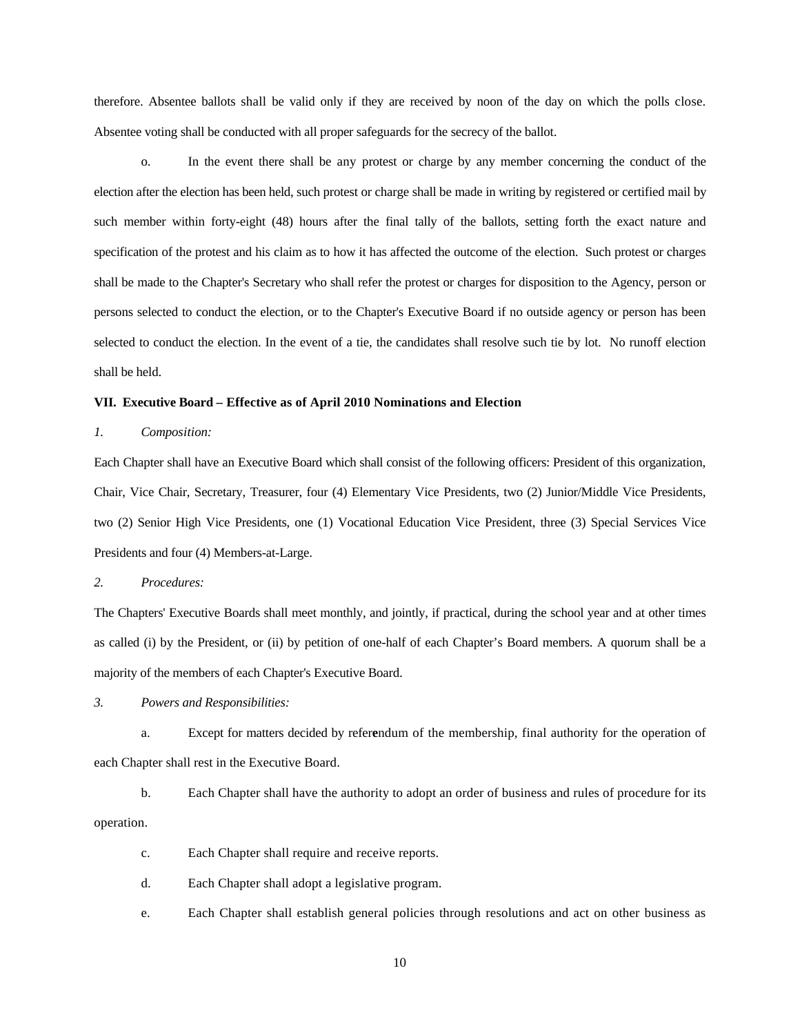therefore. Absentee ballots shall be valid only if they are received by noon of the day on which the polls close. Absentee voting shall be conducted with all proper safeguards for the secrecy of the ballot.

o. In the event there shall be any protest or charge by any member concerning the conduct of the election after the election has been held, such protest or charge shall be made in writing by registered or certified mail by such member within forty-eight (48) hours after the final tally of the ballots, setting forth the exact nature and specification of the protest and his claim as to how it has affected the outcome of the election. Such protest or charges shall be made to the Chapter's Secretary who shall refer the protest or charges for disposition to the Agency, person or persons selected to conduct the election, or to the Chapter's Executive Board if no outside agency or person has been selected to conduct the election. In the event of a tie, the candidates shall resolve such tie by lot. No runoff election shall be held.

**VII. Executive Board – Effective as of April 2010 Nominations and Election**

*1. Composition:*

Each Chapter shall have an Executive Board which shall consist of the following officers: President of this organization, Chair, Vice Chair, Secretary, Treasurer, four (4) Elementary Vice Presidents, two (2) Junior/Middle Vice Presidents, two (2) Senior High Vice Presidents, one (1) Vocational Education Vice President, three (3) Special Services Vice Presidents and four (4) Members-at-Large.

*2. Procedures:*

The Chapters' Executive Boards shall meet monthly, and jointly, if practical, during the school year and at other times as called (i) by the President, or (ii) by petition of one-half of each Chapter's Board members. A quorum shall be a majority of the members of each Chapter's Executive Board.

*3. Powers and Responsibilities:*

a. Except for matters decided by referendum of the membership, final authority for the operation of each Chapter shall rest in the Executive Board.

b. Each Chapter shall have the authority to adopt an order of business and rules of procedure for its operation.

c. Each Chapter shall require and receive reports.

d. Each Chapter shall adopt a legislative program.

e. Each Chapter shall establish general policies through resolutions and act on other business as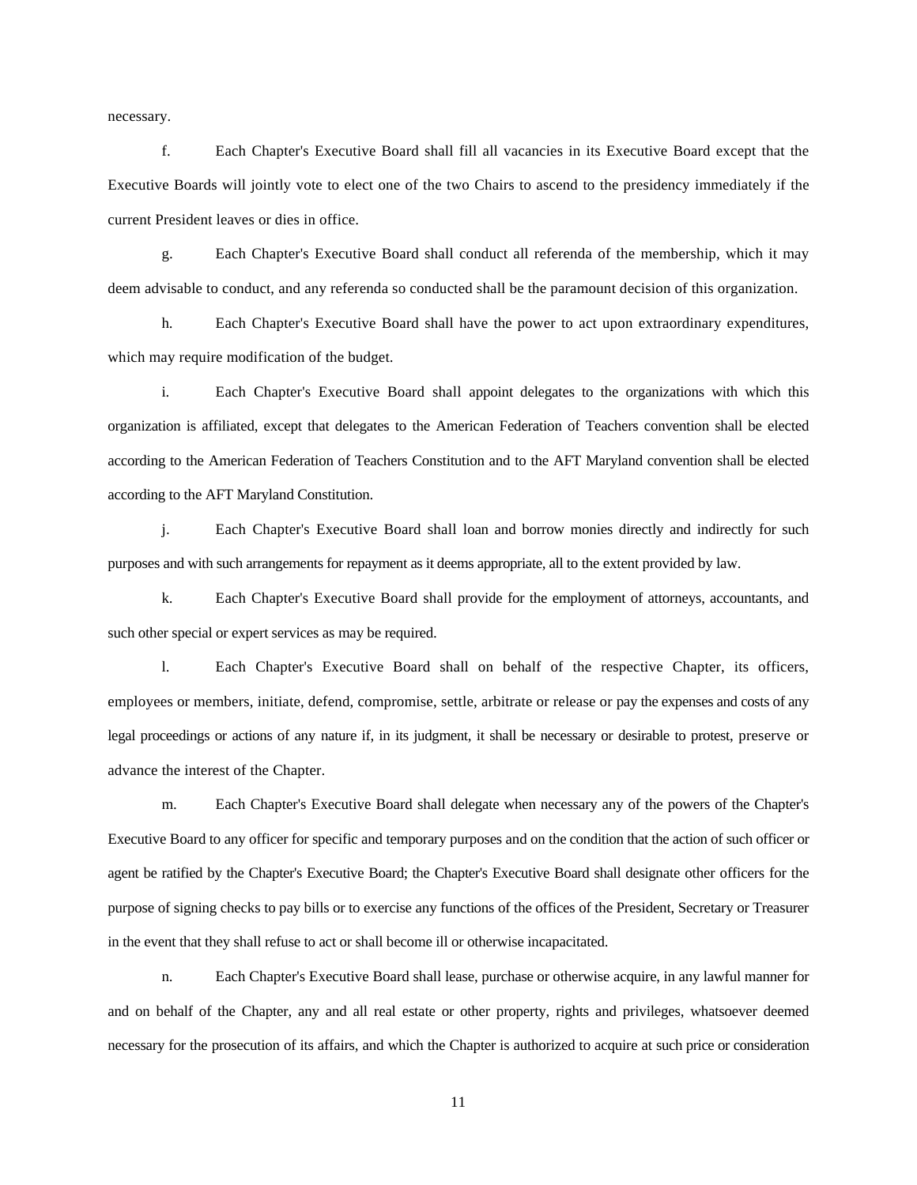necessary.

f. Each Chapter's Executive Board shall fill all vacancies in its Executive Board except that the Executive Boards will jointly vote to elect one of the two Chairs to ascend to the presidency immediately if the current President leaves or dies in office.

g. Each Chapter's Executive Board shall conduct all referenda of the membership, which it may deem advisable to conduct, and any referenda so conducted shall be the paramount decision of this organization.

h. Each Chapter's Executive Board shall have the power to act upon extraordinary expenditures, which may require modification of the budget.

i. Each Chapter's Executive Board shall appoint delegates to the organizations with which this organization is affiliated, except that delegates to the American Federation of Teachers convention shall be elected according to the American Federation of Teachers Constitution and to the AFT Maryland convention shall be elected according to the AFT Maryland Constitution.

j. Each Chapter's Executive Board shall loan and borrow monies directly and indirectly for such purposes and with such arrangements for repayment as it deems appropriate, all to the extent provided by law.

k. Each Chapter's Executive Board shall provide for the employment of attorneys, accountants, and such other special or expert services as may be required.

l. Each Chapter's Executive Board shall on behalf of the respective Chapter, its officers, employees or members, initiate, defend, compromise, settle, arbitrate or release or pay the expenses and costs of any legal proceedings or actions of any nature if, in its judgment, it shall be necessary or desirable to protest, preserve or advance the interest of the Chapter.

m. Each Chapter's Executive Board shall delegate when necessary any of the powers of the Chapter's Executive Board to any officer for specific and temporary purposes and on the condition that the action of such officer or agent be ratified by the Chapter's Executive Board; the Chapter's Executive Board shall designate other officers for the purpose of signing checks to pay bills or to exercise any functions of the offices of the President, Secretary or Treasurer in the event that they shall refuse to act or shall become ill or otherwise incapacitated.

n. Each Chapter's Executive Board shall lease, purchase or otherwise acquire, in any lawful manner for and on behalf of the Chapter, any and all real estate or other property, rights and privileges, whatsoever deemed necessary for the prosecution of its affairs, and which the Chapter is authorized to acquire at such price or consideration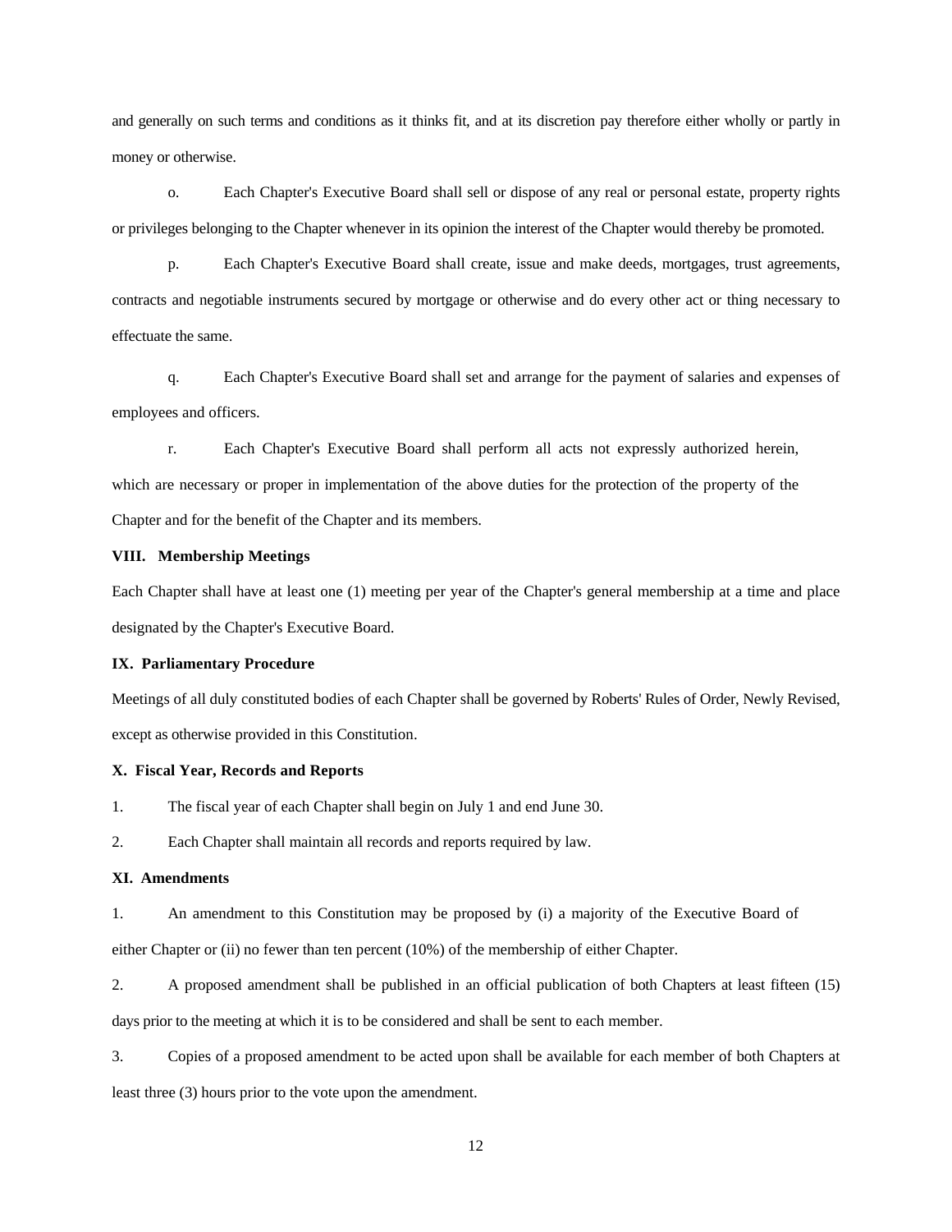and generally on such terms and conditions as it thinks fit, and at its discretion pay therefore either wholly or partly in money or otherwise.

o. Each Chapter's Executive Board shall sell or dispose of any real or personal estate, property rights or privileges belonging to the Chapter whenever in its opinion the interest of the Chapter would thereby be promoted.

p. Each Chapter's Executive Board shall create, issue and make deeds, mortgages, trust agreements, contracts and negotiable instruments secured by mortgage or otherwise and do every other act or thing necessary to effectuate the same.

q. Each Chapter's Executive Board shall set and arrange for the payment of salaries and expenses of employees and officers.

r. Each Chapter's Executive Board shall perform all acts not expressly authorized herein, which are necessary or proper in implementation of the above duties for the protection of the property of the Chapter and for the benefit of the Chapter and its members.

**VIII. Membership Meetings**

Each Chapter shall have at least one (1) meeting per year of the Chapter's general membership at a time and place designated by the Chapter's Executive Board.

**IX. Parliamentary Procedure**

Meetings of all duly constituted bodies of each Chapter shall be governed by Roberts' Rules of Order, Newly Revised, except as otherwise provided in this Constitution.

**X. Fiscal Year, Records and Reports**

1. The fiscal year of each Chapter shall begin on July 1 and end June 30.

2. Each Chapter shall maintain all records and reports required by law.

**XI. Amendments**

1. An amendment to this Constitution may be proposed by (i) a majority of the Executive Board of either Chapter or (ii) no fewer than ten percent (10%) of the membership of either Chapter.

2. A proposed amendment shall be published in an official publication of both Chapters at least fifteen (15) days prior to the meeting at which it is to be considered and shall be sent to each member.

3. Copies of a proposed amendment to be acted upon shall be available for each member of both Chapters at least three (3) hours prior to the vote upon the amendment.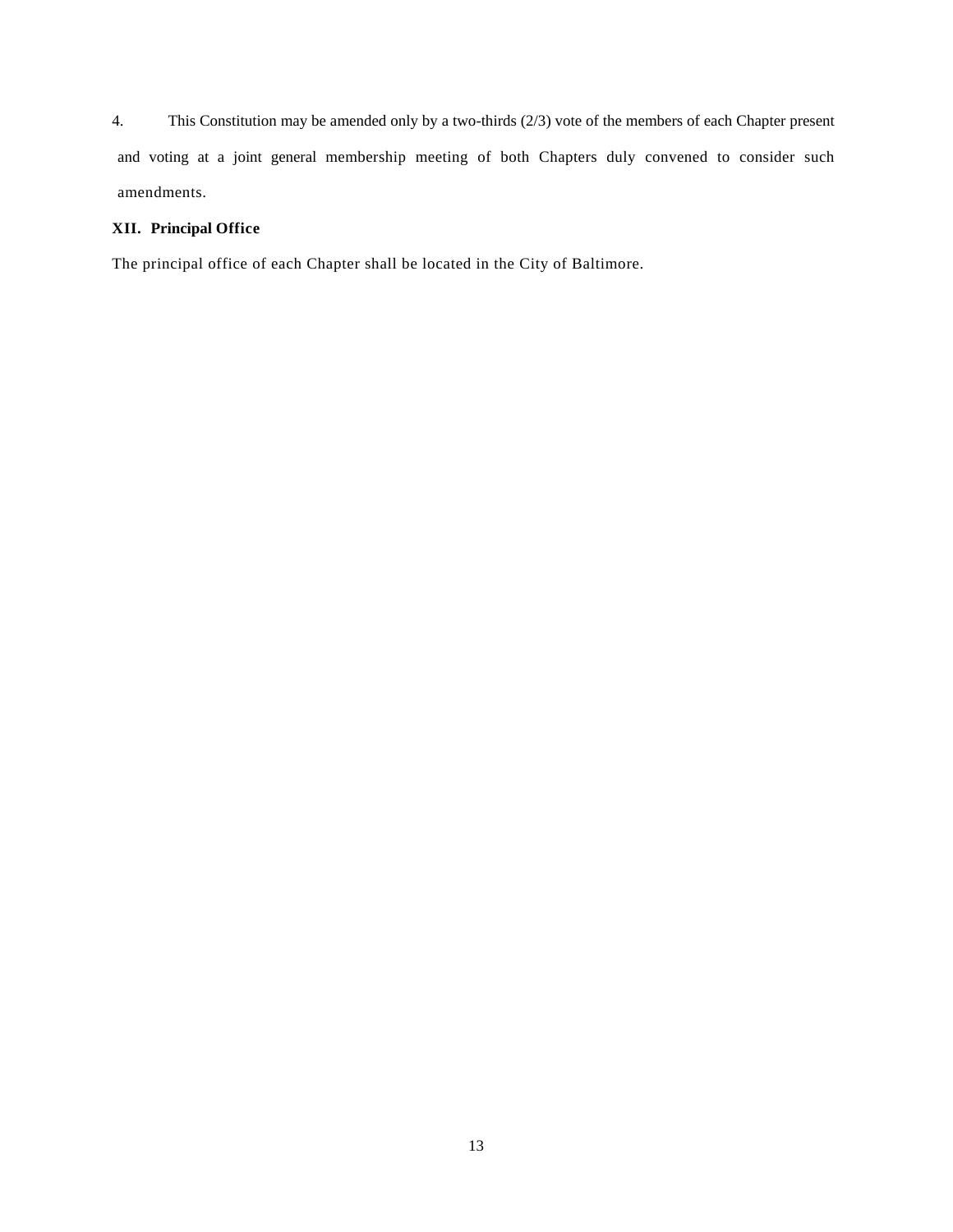4. This Constitution may be amended only by a two-thirds (2/3) vote of the members of each Chapter present and voting at a joint general membership meeting of both Chapters duly convened to consider such amendments.

## XII. Principal Office

The principal office of each Chapter shall be located in the City of Baltimore.